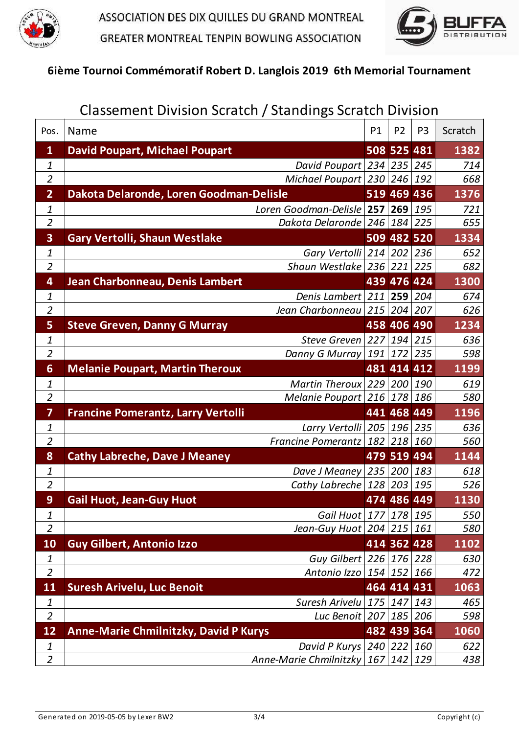ASSOCIATION DES DIX QUILLES DU GRAND MONTREAL

GREATER MONTREAL TENPIN BOWLING ASSOCIATION

**6ième Tournoi Commémoratif Robert D. Langlois 2019 6th Memorial Tournament**

## Classement Division Scratch / Standings Scratch Division

| Pos. | Name | P1 | P2 | P3 | Scratch |
|---|---|---|---|---|---|
| **1** | **David Poupart, Michael Poupart** | **508** | **525** | **481** | **1382** |
| *1* | *David Poupart* | *234* | *235* | *245* | *714* |
| *2* | *Michael Poupart* | *230* | *246* | *192* | *668* |
| **2** | **Dakota Delaronde, Loren Goodman-Delisle** | **519** | **469** | **436** | **1376** |
| *1* | *Loren Goodman-Delisle* | **257** | **269** | *195* | *721* |
| *2* | *Dakota Delaronde* | *246* | *184* | *225* | *655* |
| **3** | **Gary Vertolli, Shaun Westlake** | **509** | **482** | **520** | **1334** |
| *1* | *Gary Vertolli* | *214* | *202* | *236* | *652* |
| *2* | *Shaun Westlake* | *236* | *221* | *225* | *682* |
| **4** | **Jean Charbonneau, Denis Lambert** | **439** | **476** | **424** | **1300** |
| *1* | *Denis Lambert* | *211* | **259** | *204* | *674* |
| *2* | *Jean Charbonneau* | *215* | *204* | *207* | *626* |
| **5** | **Steve Greven, Danny G Murray** | **458** | **406** | **490** | **1234** |
| *1* | *Steve Greven* | *227* | *194* | *215* | *636* |
| *2* | *Danny G Murray* | *191* | *172* | *235* | *598* |
| **6** | **Melanie Poupart, Martin Theroux** | **481** | **414** | **412** | **1199** |
| *1* | *Martin Theroux* | *229* | *200* | *190* | *619* |
| *2* | *Melanie Poupart* | *216* | *178* | *186* | *580* |
| **7** | **Francine Pomerantz, Larry Vertolli** | **441** | **468** | **449** | **1196** |
| *1* | *Larry Vertolli* | *205* | *196* | *235* | *636* |
| *2* | *Francine Pomerantz* | *182* | *218* | *160* | *560* |
| **8** | **Cathy Labreche, Dave J Meaney** | **479** | **519** | **494** | **1144** |
| *1* | *Dave J Meaney* | *235* | *200* | *183* | *618* |
| *2* | *Cathy Labreche* | *128* | *203* | *195* | *526* |
| **9** | **Gail Huot, Jean-Guy Huot** | **474** | **486** | **449** | **1130** |
| *1* | *Gail Huot* | *177* | *178* | *195* | *550* |
| *2* | *Jean-Guy Huot* | *204* | *215* | *161* | *580* |
| **10** | **Guy Gilbert, Antonio Izzo** | **414** | **362** | **428** | **1102** |
| *1* | *Guy Gilbert* | *226* | *176* | *228* | *630* |
| *2* | *Antonio Izzo* | *154* | *152* | *166* | *472* |
| **11** | **Suresh Arivelu, Luc Benoit** | **464** | **414** | **431** | **1063** |
| *1* | *Suresh Arivelu* | *175* | *147* | *143* | *465* |
| *2* | *Luc Benoit* | *207* | *185* | *206* | *598* |
| **12** | **Anne-Marie Chmilnitzky, David P Kurys** | **482** | **439** | **364** | **1060** |
| *1* | *David P Kurys* | *240* | *222* | *160* | *622* |
| *2* | *Anne-Marie Chmilnitzky* | *167* | *142* | *129* | *438* |

Generated on 2019-05-05 by Lexer BW2 Copyright (c)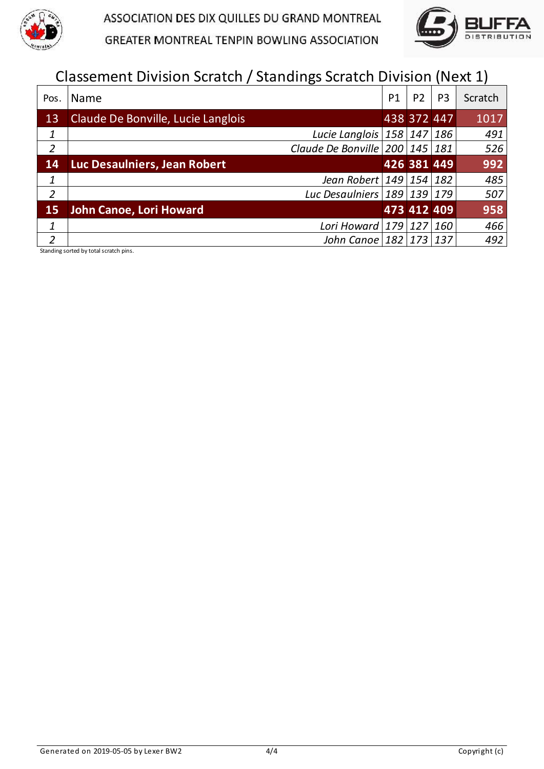ASSOCIATION DES DIX QUILLES DU GRAND MONTREAL

GREATER MONTREAL TENPIN BOWLING ASSOCIATION

## Classement Division Scratch / Standings Scratch Division (Next 1)

| Pos. | Name | P1 | P2 | P3 | Scratch |
|---|---|---|---|---|---|
| **13** | **Claude De Bonville, Lucie Langlois** | **438** | **372** | **447** | **1017** |
| *1* | *Lucie Langlois* | *158* | *147* | *186* | *491* |
| *2* | *Claude De Bonville* | *200* | *145* | *181* | *526* |
| **14** | **Luc Desaulniers, Jean Robert** | **426** | **381** | **449** | **992** |
| *1* | *Jean Robert* | *149* | *154* | *182* | *485* |
| *2* | *Luc Desaulniers* | *189* | *139* | *179* | *507* |
| **15** | **John Canoe, Lori Howard** | **473** | **412** | **409** | **958** |
| *1* | *Lori Howard* | *179* | *127* | *160* | *466* |
| *2* | *John Canoe* | *182* | *173* | *137* | *492* |

Standing sorted by total scratch pins.

Generated on 2019-05-05 by Lexer BW2

Copyright (c)